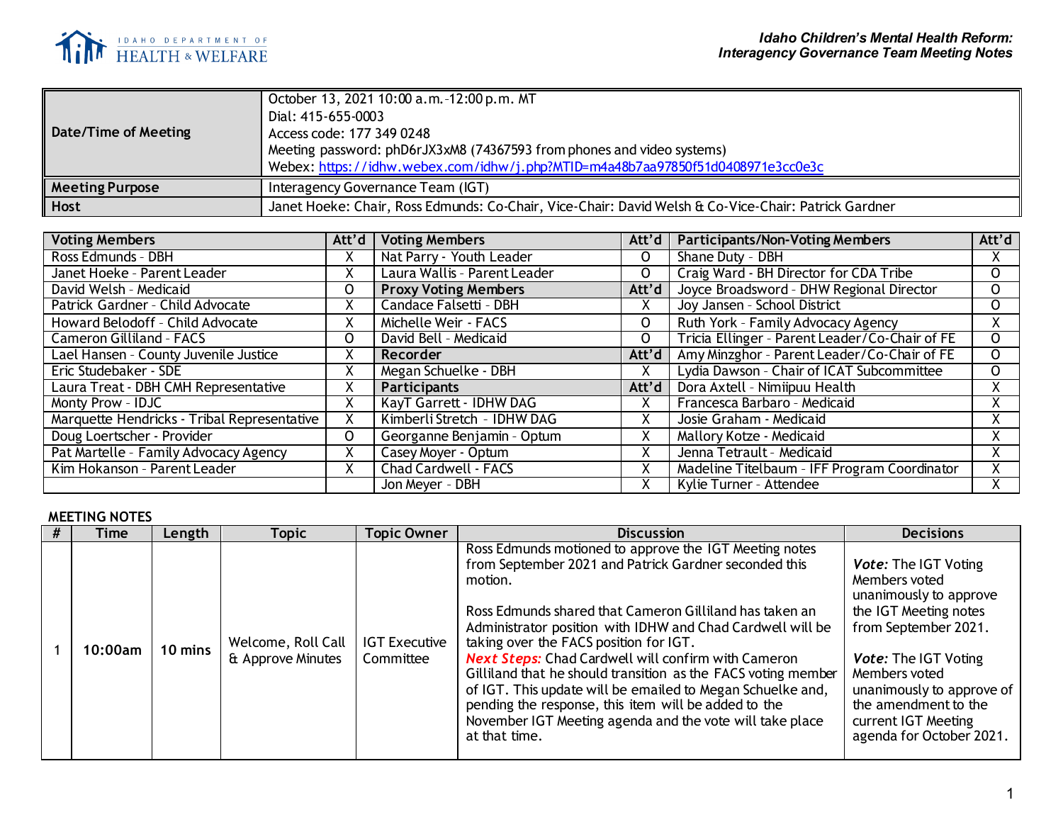**Idaho Children's Mental Health Reform: Interagency Governance Team Meeting Notes**

| | |
|---|---|
| **Date/Time of Meeting** | October 13, 2021 10:00 a.m.-12:00 p.m. MT<br>Dial: 415-655-0003<br>Access code: 177 349 0248<br>Meeting password: phD6rJX3xM8 (74367593 from phones and video systems)<br>Webex: [https://idhw.webex.com/idhw/j.php?MTID=m4a48b7aa97850f51d0408971e3cc0e3c](https://idhw.webex.com/idhw/j.php?MTID=m4a48b7aa97850f51d0408971e3cc0e3c) |
| **Meeting Purpose** | Interagency Governance Team (IGT) |
| **Host** | Janet Hoeke: Chair, Ross Edmunds: Co-Chair, Vice-Chair: David Welsh & Co-Vice-Chair: Patrick Gardner |

| Voting Members | Att'd | Voting Members | Att'd | Participants/Non-Voting Members | Att'd |
|---|---|---|---|---|---|
| Ross Edmunds - DBH | X | Nat Parry - Youth Leader | O | Shane Duty - DBH | X |
| Janet Hoeke - Parent Leader | X | Laura Wallis - Parent Leader | O | Craig Ward - BH Director for CDA Tribe | O |
| David Welsh - Medicaid | O | **Proxy Voting Members** | **Att'd** | Joyce Broadsword - DHW Regional Director | O |
| Patrick Gardner - Child Advocate | X | Candace Falsetti - DBH | X | Joy Jansen - School District | O |
| Howard Belodoff - Child Advocate | X | Michelle Weir - FACS | O | Ruth York - Family Advocacy Agency | X |
| Cameron Gilliland - FACS | O | David Bell - Medicaid | O | Tricia Ellinger - Parent Leader/Co-Chair of FE | O |
| Lael Hansen - County Juvenile Justice | X | **Recorder** | **Att'd** | Amy Minzghor - Parent Leader/Co-Chair of FE | O |
| Eric Studebaker - SDE | X | Megan Schuelke - DBH | X | Lydia Dawson - Chair of ICAT Subcommittee | O |
| Laura Treat - DBH CMH Representative | X | **Participants** | **Att'd** | Dora Axtell - Nimiipuu Health | X |
| Monty Prow - IDJC | X | KayT Garrett - IDHW DAG | X | Francesca Barbaro - Medicaid | X |
| Marquette Hendricks - Tribal Representative | X | Kimberli Stretch - IDHW DAG | X | Josie Graham - Medicaid | X |
| Doug Loertscher - Provider | O | Georganne Benjamin - Optum | X | Mallory Kotze - Medicaid | X |
| Pat Martelle - Family Advocacy Agency | X | Casey Moyer - Optum | X | Jenna Tetrault - Medicaid | X |
| Kim Hokanson - Parent Leader | X | Chad Cardwell - FACS | X | Madeline Titelbaum - IFF Program Coordinator | X |
| | | Jon Meyer - DBH | X | Kylie Turner - Attendee | X |

## MEETING NOTES

| # | Time | Length | Topic | Topic Owner | Discussion | Decisions |
|---|---|---|---|---|---|---|
| 1 | 10:00am | 10 mins | Welcome, Roll Call & Approve Minutes | IGT Executive Committee | Ross Edmunds motioned to approve the IGT Meeting notes from September 2021 and Patrick Gardner seconded this motion.<br><br>Ross Edmunds shared that Cameron Gilliland has taken an Administrator position with IDHW and Chad Cardwell will be taking over the FACS position for IGT.<br>***Next Steps:*** Chad Cardwell will confirm with Cameron Gilliland that he should transition as the FACS voting member of IGT. This update will be emailed to Megan Schuelke and, pending the response, this item will be added to the November IGT Meeting agenda and the vote will take place at that time. | ***Vote:*** The IGT Voting Members voted unanimously to approve the IGT Meeting notes from September 2021.<br><br>***Vote:*** The IGT Voting Members voted unanimously to approve of the amendment to the current IGT Meeting agenda for October 2021. |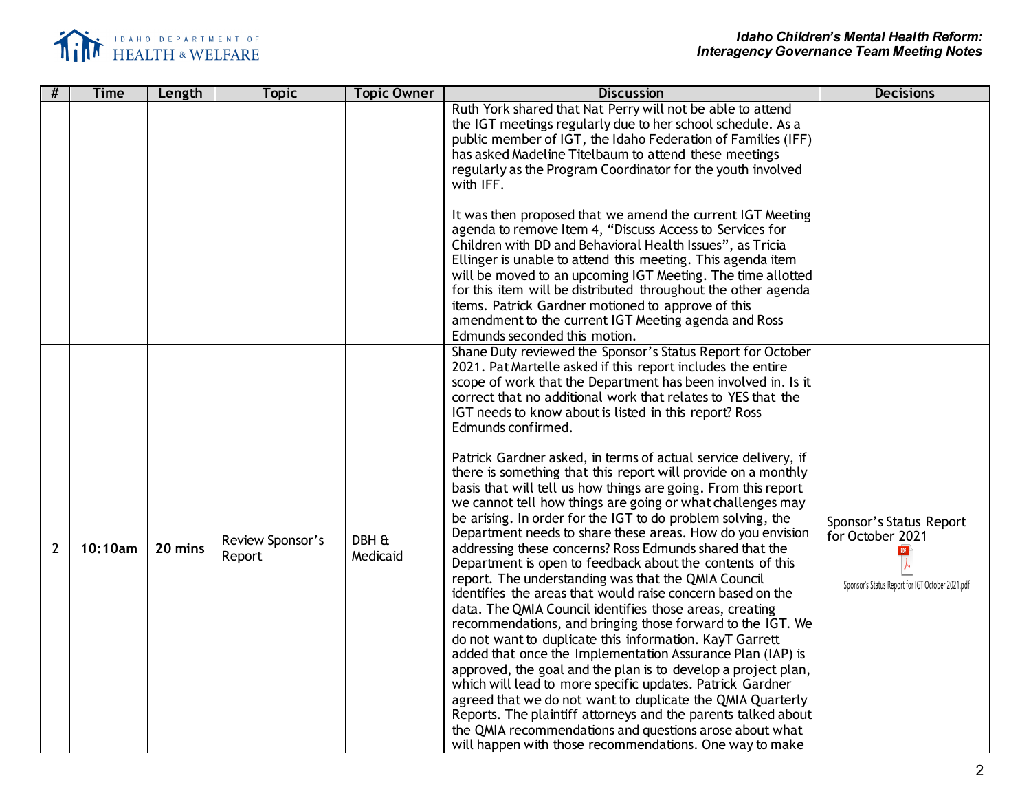| # | Time | Length | Topic | Topic Owner | Discussion | Decisions |
|---|---|---|---|---|---|---|
| | | | | | Ruth York shared that Nat Perry will not be able to attend the IGT meetings regularly due to her school schedule. As a public member of IGT, the Idaho Federation of Families (IFF) has asked Madeline Titelbaum to attend these meetings regularly as the Program Coordinator for the youth involved with IFF.<br><br>It was then proposed that we amend the current IGT Meeting agenda to remove Item 4, "Discuss Access to Services for Children with DD and Behavioral Health Issues", as Tricia Ellinger is unable to attend this meeting. This agenda item will be moved to an upcoming IGT Meeting. The time allotted for this item will be distributed throughout the other agenda items. Patrick Gardner motioned to approve of this amendment to the current IGT Meeting agenda and Ross Edmunds seconded this motion. | |
| 2 | 10:10am | 20 mins | Review Sponsor's Report | DBH & Medicaid | Shane Duty reviewed the Sponsor's Status Report for October 2021. Pat Martelle asked if this report includes the entire scope of work that the Department has been involved in. Is it correct that no additional work that relates to YES that the IGT needs to know about is listed in this report? Ross Edmunds confirmed.<br><br>Patrick Gardner asked, in terms of actual service delivery, if there is something that this report will provide on a monthly basis that will tell us how things are going. From this report we cannot tell how things are going or what challenges may be arising. In order for the IGT to do problem solving, the Department needs to share these areas. How do you envision addressing these concerns? Ross Edmunds shared that the Department is open to feedback about the contents of this report. The understanding was that the QMIA Council identifies the areas that would raise concern based on the data. The QMIA Council identifies those areas, creating recommendations, and bringing those forward to the IGT. We do not want to duplicate this information. KayT Garrett added that once the Implementation Assurance Plan (IAP) is approved, the goal and the plan is to develop a project plan, which will lead to more specific updates. Patrick Gardner agreed that we do not want to duplicate the QMIA Quarterly Reports. The plaintiff attorneys and the parents talked about the QMIA recommendations and questions arose about what will happen with those recommendations. One way to make | Sponsor's Status Report for October 2021<br><br>Sponsor's Status Report for IGT October 2021.pdf |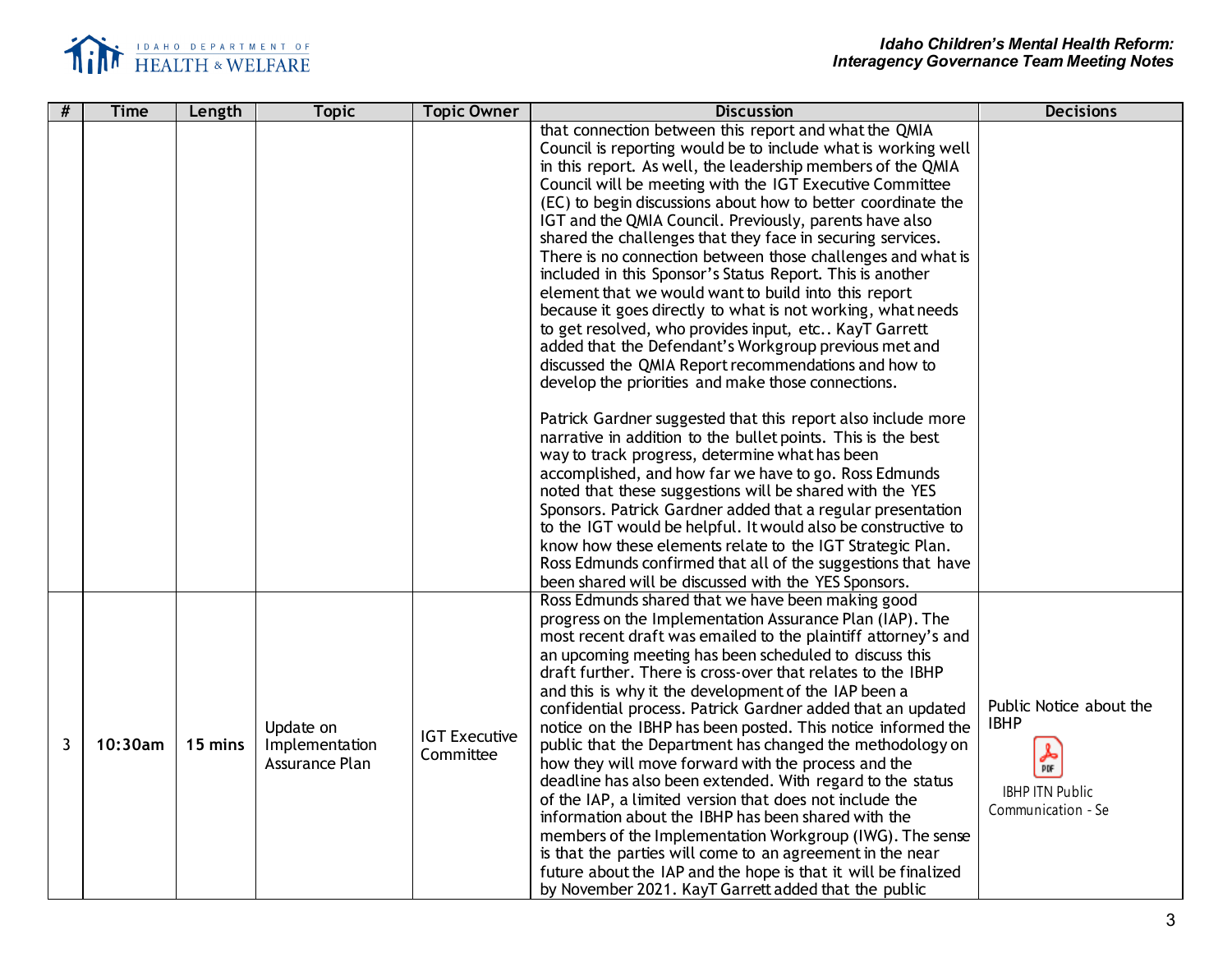| # | Time | Length | Topic | Topic Owner | Discussion | Decisions |
|---|---|---|---|---|---|---|
| | | | | | that connection between this report and what the QMIA Council is reporting would be to include what is working well in this report. As well, the leadership members of the QMIA Council will be meeting with the IGT Executive Committee (EC) to begin discussions about how to better coordinate the IGT and the QMIA Council. Previously, parents have also shared the challenges that they face in securing services. There is no connection between those challenges and what is included in this Sponsor's Status Report. This is another element that we would want to build into this report because it goes directly to what is not working, what needs to get resolved, who provides input, etc.. KayT Garrett added that the Defendant's Workgroup previous met and discussed the QMIA Report recommendations and how to develop the priorities and make those connections.<br><br>Patrick Gardner suggested that this report also include more narrative in addition to the bullet points. This is the best way to track progress, determine what has been accomplished, and how far we have to go. Ross Edmunds noted that these suggestions will be shared with the YES Sponsors. Patrick Gardner added that a regular presentation to the IGT would be helpful. It would also be constructive to know how these elements relate to the IGT Strategic Plan. Ross Edmunds confirmed that all of the suggestions that have been shared will be discussed with the YES Sponsors. | |
| 3 | 10:30am | 15 mins | Update on Implementation Assurance Plan | IGT Executive Committee | Ross Edmunds shared that we have been making good progress on the Implementation Assurance Plan (IAP). The most recent draft was emailed to the plaintiff attorney's and an upcoming meeting has been scheduled to discuss this draft further. There is cross-over that relates to the IBHP and this is why it the development of the IAP been a confidential process. Patrick Gardner added that an updated notice on the IBHP has been posted. This notice informed the public that the Department has changed the methodology on how they will move forward with the process and the deadline has also been extended. With regard to the status of the IAP, a limited version that does not include the information about the IBHP has been shared with the members of the Implementation Workgroup (IWG). The sense is that the parties will come to an agreement in the near future about the IAP and the hope is that it will be finalized by November 2021. KayT Garrett added that the public | Public Notice about the IBHP<br><br>IBHP ITN Public Communication - Se |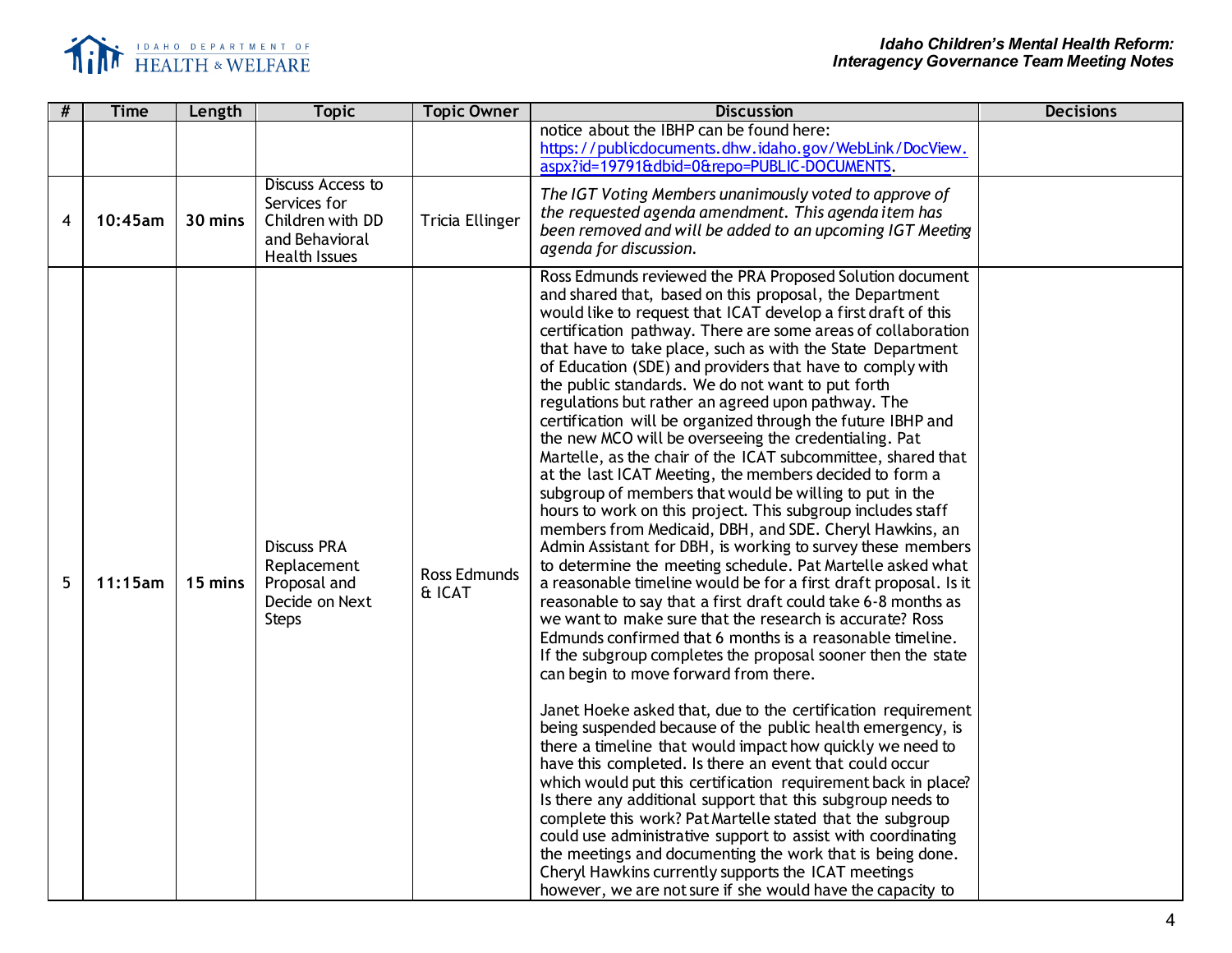| # | Time | Length | Topic | Topic Owner | Discussion | Decisions |
|---|---|---|---|---|---|---|
| | | | | | notice about the IBHP can be found here: https://publicdocuments.dhw.idaho.gov/WebLink/DocView.aspx?id=19791&dbid=0&repo=PUBLIC-DOCUMENTS. | |
| 4 | 10:45am | 30 mins | Discuss Access to Services for Children with DD and Behavioral Health Issues | Tricia Ellinger | *The IGT Voting Members unanimously voted to approve of the requested agenda amendment. This agenda item has been removed and will be added to an upcoming IGT Meeting agenda for discussion.* | |
| 5 | 11:15am | 15 mins | Discuss PRA Replacement Proposal and Decide on Next Steps | Ross Edmunds & ICAT | Ross Edmunds reviewed the PRA Proposed Solution document and shared that, based on this proposal, the Department would like to request that ICAT develop a first draft of this certification pathway. There are some areas of collaboration that have to take place, such as with the State Department of Education (SDE) and providers that have to comply with the public standards. We do not want to put forth regulations but rather an agreed upon pathway. The certification will be organized through the future IBHP and the new MCO will be overseeing the credentialing. Pat Martelle, as the chair of the ICAT subcommittee, shared that at the last ICAT Meeting, the members decided to form a subgroup of members that would be willing to put in the hours to work on this project. This subgroup includes staff members from Medicaid, DBH, and SDE. Cheryl Hawkins, an Admin Assistant for DBH, is working to survey these members to determine the meeting schedule. Pat Martelle asked what a reasonable timeline would be for a first draft proposal. Is it reasonable to say that a first draft could take 6-8 months as we want to make sure that the research is accurate? Ross Edmunds confirmed that 6 months is a reasonable timeline. If the subgroup completes the proposal sooner then the state can begin to move forward from there.<br><br>Janet Hoeke asked that, due to the certification requirement being suspended because of the public health emergency, is there a timeline that would impact how quickly we need to have this completed. Is there an event that could occur which would put this certification requirement back in place? Is there any additional support that this subgroup needs to complete this work? Pat Martelle stated that the subgroup could use administrative support to assist with coordinating the meetings and documenting the work that is being done. Cheryl Hawkins currently supports the ICAT meetings however, we are not sure if she would have the capacity to | |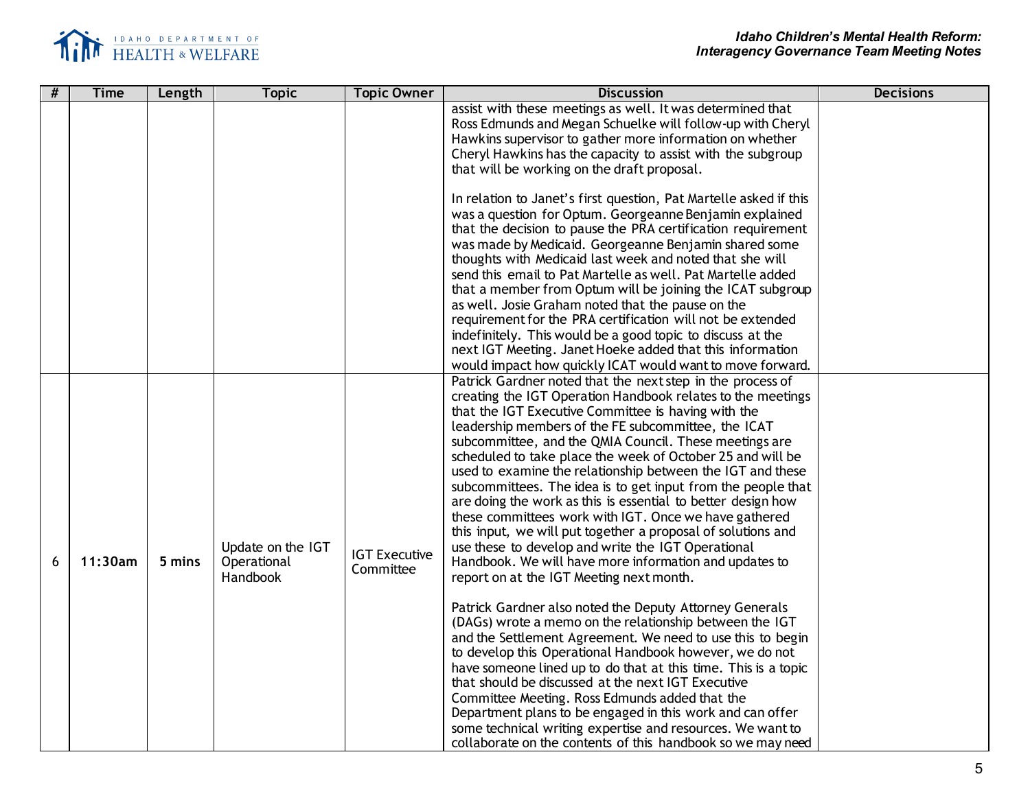| # | Time | Length | Topic | Topic Owner | Discussion | Decisions |
|---|---|---|---|---|---|---|
| | | | | | assist with these meetings as well. It was determined that Ross Edmunds and Megan Schuelke will follow-up with Cheryl Hawkins supervisor to gather more information on whether Cheryl Hawkins has the capacity to assist with the subgroup that will be working on the draft proposal.<br><br>In relation to Janet's first question, Pat Martelle asked if this was a question for Optum. Georgeanne Benjamin explained that the decision to pause the PRA certification requirement was made by Medicaid. Georgeanne Benjamin shared some thoughts with Medicaid last week and noted that she will send this email to Pat Martelle as well. Pat Martelle added that a member from Optum will be joining the ICAT subgroup as well. Josie Graham noted that the pause on the requirement for the PRA certification will not be extended indefinitely. This would be a good topic to discuss at the next IGT Meeting. Janet Hoeke added that this information would impact how quickly ICAT would want to move forward. | |
| 6 | 11:30am | 5 mins | Update on the IGT Operational Handbook | IGT Executive Committee | Patrick Gardner noted that the next step in the process of creating the IGT Operation Handbook relates to the meetings that the IGT Executive Committee is having with the leadership members of the FE subcommittee, the ICAT subcommittee, and the QMIA Council. These meetings are scheduled to take place the week of October 25 and will be used to examine the relationship between the IGT and these subcommittees. The idea is to get input from the people that are doing the work as this is essential to better design how these committees work with IGT. Once we have gathered this input, we will put together a proposal of solutions and use these to develop and write the IGT Operational Handbook. We will have more information and updates to report on at the IGT Meeting next month.<br><br>Patrick Gardner also noted the Deputy Attorney Generals (DAGs) wrote a memo on the relationship between the IGT and the Settlement Agreement. We need to use this to begin to develop this Operational Handbook however, we do not have someone lined up to do that at this time. This is a topic that should be discussed at the next IGT Executive Committee Meeting. Ross Edmunds added that the Department plans to be engaged in this work and can offer some technical writing expertise and resources. We want to collaborate on the contents of this handbook so we may need | |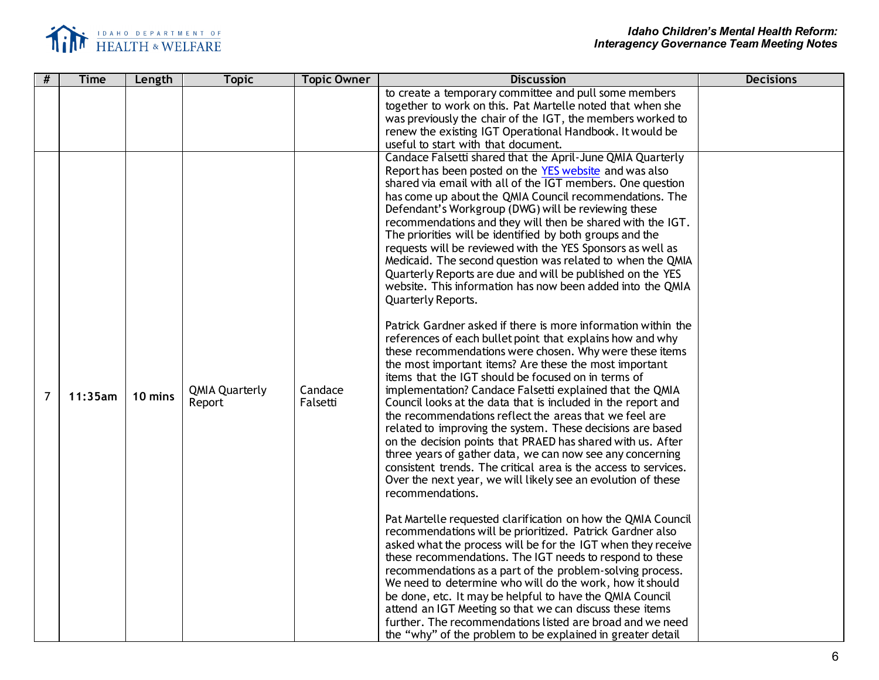| # | Time | Length | Topic | Topic Owner | Discussion | Decisions |
|---|---|---|---|---|---|---|
| | | | | | to create a temporary committee and pull some members together to work on this. Pat Martelle noted that when she was previously the chair of the IGT, the members worked to renew the existing IGT Operational Handbook. It would be useful to start with that document. | |
| 7 | 11:35am | 10 mins | QMIA Quarterly Report | Candace Falsetti | Candace Falsetti shared that the April-June QMIA Quarterly Report has been posted on the [YES website]() and was also shared via email with all of the IGT members. One question has come up about the QMIA Council recommendations. The Defendant's Workgroup (DWG) will be reviewing these recommendations and they will then be shared with the IGT. The priorities will be identified by both groups and the requests will be reviewed with the YES Sponsors as well as Medicaid. The second question was related to when the QMIA Quarterly Reports are due and will be published on the YES website. This information has now been added into the QMIA Quarterly Reports.<br><br>Patrick Gardner asked if there is more information within the references of each bullet point that explains how and why these recommendations were chosen. Why were these items the most important items? Are these the most important items that the IGT should be focused on in terms of implementation? Candace Falsetti explained that the QMIA Council looks at the data that is included in the report and the recommendations reflect the areas that we feel are related to improving the system. These decisions are based on the decision points that PRAED has shared with us. After three years of gather data, we can now see any concerning consistent trends. The critical area is the access to services. Over the next year, we will likely see an evolution of these recommendations.<br><br>Pat Martelle requested clarification on how the QMIA Council recommendations will be prioritized. Patrick Gardner also asked what the process will be for the IGT when they receive these recommendations. The IGT needs to respond to these recommendations as a part of the problem-solving process. We need to determine who will do the work, how it should be done, etc. It may be helpful to have the QMIA Council attend an IGT Meeting so that we can discuss these items further. The recommendations listed are broad and we need the "why" of the problem to be explained in greater detail | |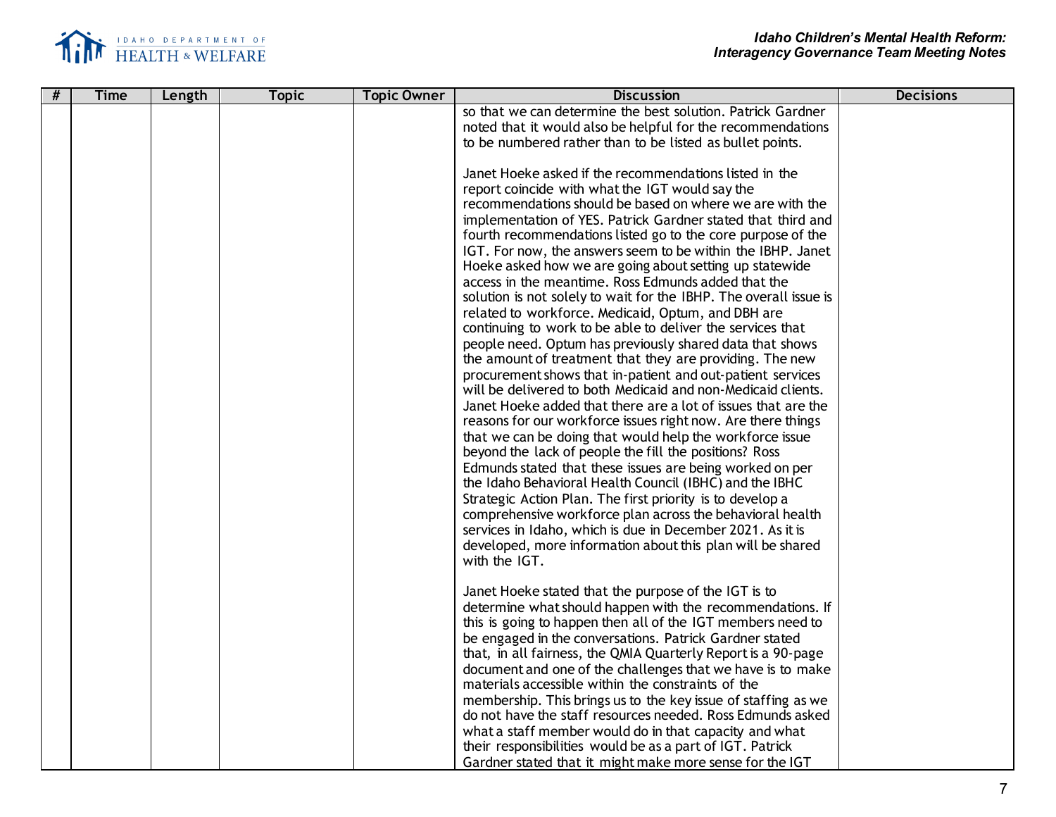| # | Time | Length | Topic | Topic Owner | Discussion | Decisions |
|---|---|---|---|---|---|---|
| | | | | | so that we can determine the best solution. Patrick Gardner noted that it would also be helpful for the recommendations to be numbered rather than to be listed as bullet points.<br><br>Janet Hoeke asked if the recommendations listed in the report coincide with what the IGT would say the recommendations should be based on where we are with the implementation of YES. Patrick Gardner stated that third and fourth recommendations listed go to the core purpose of the IGT. For now, the answers seem to be within the IBHP. Janet Hoeke asked how we are going about setting up statewide access in the meantime. Ross Edmunds added that the solution is not solely to wait for the IBHP. The overall issue is related to workforce. Medicaid, Optum, and DBH are continuing to work to be able to deliver the services that people need. Optum has previously shared data that shows the amount of treatment that they are providing. The new procurement shows that in-patient and out-patient services will be delivered to both Medicaid and non-Medicaid clients. Janet Hoeke added that there are a lot of issues that are the reasons for our workforce issues right now. Are there things that we can be doing that would help the workforce issue beyond the lack of people the fill the positions? Ross Edmunds stated that these issues are being worked on per the Idaho Behavioral Health Council (IBHC) and the IBHC Strategic Action Plan. The first priority is to develop a comprehensive workforce plan across the behavioral health services in Idaho, which is due in December 2021. As it is developed, more information about this plan will be shared with the IGT.<br><br>Janet Hoeke stated that the purpose of the IGT is to determine what should happen with the recommendations. If this is going to happen then all of the IGT members need to be engaged in the conversations. Patrick Gardner stated that, in all fairness, the QMIA Quarterly Report is a 90-page document and one of the challenges that we have is to make materials accessible within the constraints of the membership. This brings us to the key issue of staffing as we do not have the staff resources needed. Ross Edmunds asked what a staff member would do in that capacity and what their responsibilities would be as a part of IGT. Patrick Gardner stated that it might make more sense for the IGT | |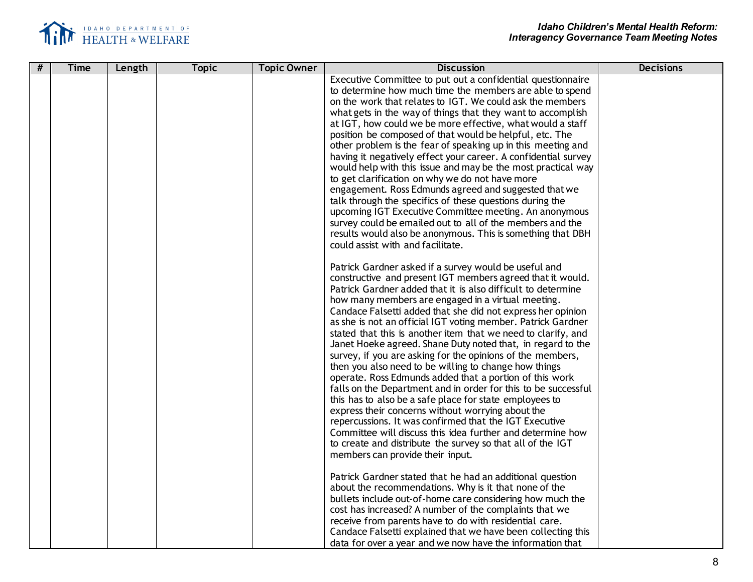| # | Time | Length | Topic | Topic Owner | Discussion | Decisions |
|---|---|---|---|---|---|---|
| | | | | | Executive Committee to put out a confidential questionnaire to determine how much time the members are able to spend on the work that relates to IGT. We could ask the members what gets in the way of things that they want to accomplish at IGT, how could we be more effective, what would a staff position be composed of that would be helpful, etc. The other problem is the fear of speaking up in this meeting and having it negatively effect your career. A confidential survey would help with this issue and may be the most practical way to get clarification on why we do not have more engagement. Ross Edmunds agreed and suggested that we talk through the specifics of these questions during the upcoming IGT Executive Committee meeting. An anonymous survey could be emailed out to all of the members and the results would also be anonymous. This is something that DBH could assist with and facilitate.<br><br>Patrick Gardner asked if a survey would be useful and constructive and present IGT members agreed that it would. Patrick Gardner added that it is also difficult to determine how many members are engaged in a virtual meeting. Candace Falsetti added that she did not express her opinion as she is not an official IGT voting member. Patrick Gardner stated that this is another item that we need to clarify, and Janet Hoeke agreed. Shane Duty noted that, in regard to the survey, if you are asking for the opinions of the members, then you also need to be willing to change how things operate. Ross Edmunds added that a portion of this work falls on the Department and in order for this to be successful this has to also be a safe place for state employees to express their concerns without worrying about the repercussions. It was confirmed that the IGT Executive Committee will discuss this idea further and determine how to create and distribute the survey so that all of the IGT members can provide their input.<br><br>Patrick Gardner stated that he had an additional question about the recommendations. Why is it that none of the bullets include out-of-home care considering how much the cost has increased? A number of the complaints that we receive from parents have to do with residential care. Candace Falsetti explained that we have been collecting this data for over a year and we now have the information that | |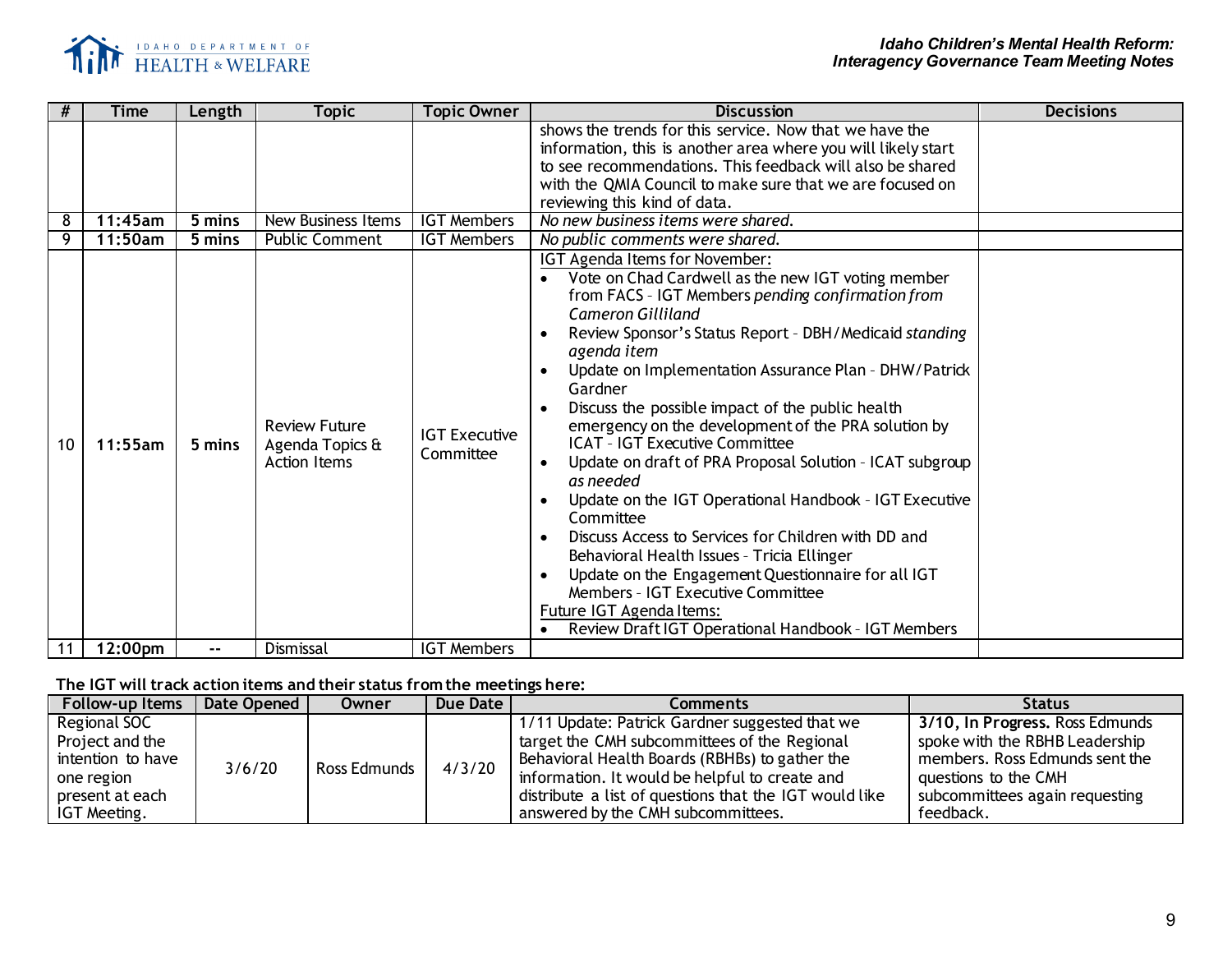| # | Time | Length | Topic | Topic Owner | Discussion | Decisions |
|---|---|---|---|---|---|---|
| | | | | | shows the trends for this service. Now that we have the information, this is another area where you will likely start to see recommendations. This feedback will also be shared with the QMIA Council to make sure that we are focused on reviewing this kind of data. | |
| 8 | 11:45am | 5 mins | New Business Items | IGT Members | *No new business items were shared.* | |
| 9 | 11:50am | 5 mins | Public Comment | IGT Members | *No public comments were shared.* | |
| 10 | 11:55am | 5 mins | Review Future Agenda Topics & Action Items | IGT Executive Committee | IGT Agenda Items for November:<br>• Vote on Chad Cardwell as the new IGT voting member from FACS – IGT Members *pending confirmation from Cameron Gilliland*<br>• Review Sponsor's Status Report – DBH/Medicaid *standing agenda item*<br>• Update on Implementation Assurance Plan – DHW/Patrick Gardner<br>• Discuss the possible impact of the public health emergency on the development of the PRA solution by ICAT – IGT Executive Committee<br>• Update on draft of PRA Proposal Solution – ICAT subgroup *as needed*<br>• Update on the IGT Operational Handbook – IGT Executive Committee<br>• Discuss Access to Services for Children with DD and Behavioral Health Issues – Tricia Ellinger<br>• Update on the Engagement Questionnaire for all IGT Members – IGT Executive Committee<br>Future IGT Agenda Items:<br>• Review Draft IGT Operational Handbook – IGT Members | |
| 11 | 12:00pm | -- | Dismissal | IGT Members | | |

**The IGT will track action items and their status from the meetings here:**

| Follow-up Items | Date Opened | Owner | Due Date | Comments | Status |
|---|---|---|---|---|---|
| Regional SOC Project and the intention to have one region present at each IGT Meeting. | 3/6/20 | Ross Edmunds | 4/3/20 | 1/11 Update: Patrick Gardner suggested that we target the CMH subcommittees of the Regional Behavioral Health Boards (RBHBs) to gather the information. It would be helpful to create and distribute a list of questions that the IGT would like answered by the CMH subcommittees. | **3/10, In Progress.** Ross Edmunds spoke with the RBHB Leadership members. Ross Edmunds sent the questions to the CMH subcommittees again requesting feedback. |